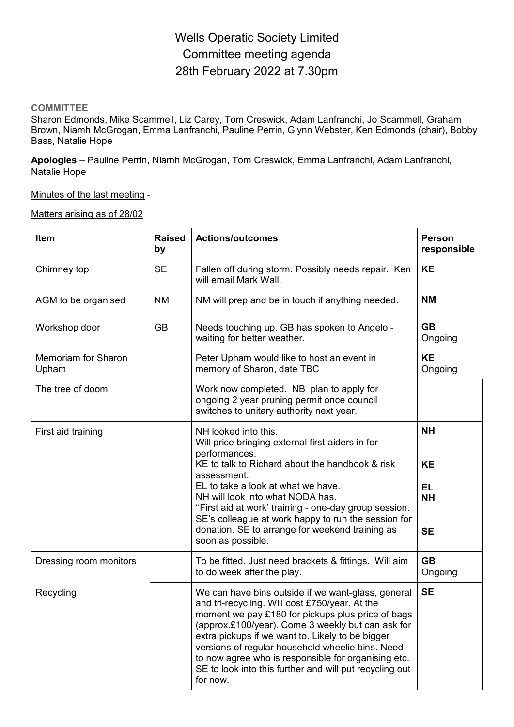# Wells Operatic Society Limited
# Committee meeting agenda
# 28th February 2022 at 7.30pm

**COMMITTEE**

Sharon Edmonds, Mike Scammell, Liz Carey, Tom Creswick, Adam Lanfranchi, Jo Scammell, Graham Brown, Niamh McGrogan, Emma Lanfranchi, Pauline Perrin, Glynn Webster, Ken Edmonds (chair), Bobby Bass, Natalie Hope

**Apologies** – Pauline Perrin, Niamh McGrogan, Tom Creswick, Emma Lanfranchi, Adam Lanfranchi, Natalie Hope

Minutes of the last meeting -

Matters arising as of 28/02

| Item | Raised by | Actions/outcomes | Person responsible |
|---|---|---|---|
| Chimney top | SE | Fallen off during storm. Possibly needs repair. Ken will email Mark Wall. | **KE** |
| AGM to be organised | NM | NM will prep and be in touch if anything needed. | **NM** |
| Workshop door | GB | Needs touching up. GB has spoken to Angelo - waiting for better weather. | **GB** Ongoing |
| Memoriam for Sharon Upham | | Peter Upham would like to host an event in memory of Sharon, date TBC | **KE** Ongoing |
| The tree of doom | | Work now completed. NB plan to apply for ongoing 2 year pruning permit once council switches to unitary authority next year. | |
| First aid training | | NH looked into this.<br>Will price bringing external first-aiders in for performances.<br>KE to talk to Richard about the handbook & risk assessment.<br>EL to take a look at what we have.<br>NH will look into what NODA has.<br>''First aid at work' training - one-day group session. SE's colleague at work happy to run the session for donation. SE to arrange for weekend training as soon as possible. | **NH**<br><br>**KE**<br>**EL**<br>**NH**<br><br>**SE** |
| Dressing room monitors | | To be fitted. Just need brackets & fittings. Will aim to do week after the play. | **GB** Ongoing |
| Recycling | | We can have bins outside if we want-glass, general and tri-recycling. Will cost £750/year. At the moment we pay £180 for pickups plus price of bags (approx.£100/year). Come 3 weekly but can ask for extra pickups if we want to. Likely to be bigger versions of regular household wheelie bins. Need to now agree who is responsible for organising etc. SE to look into this further and will put recycling out for now. | **SE** |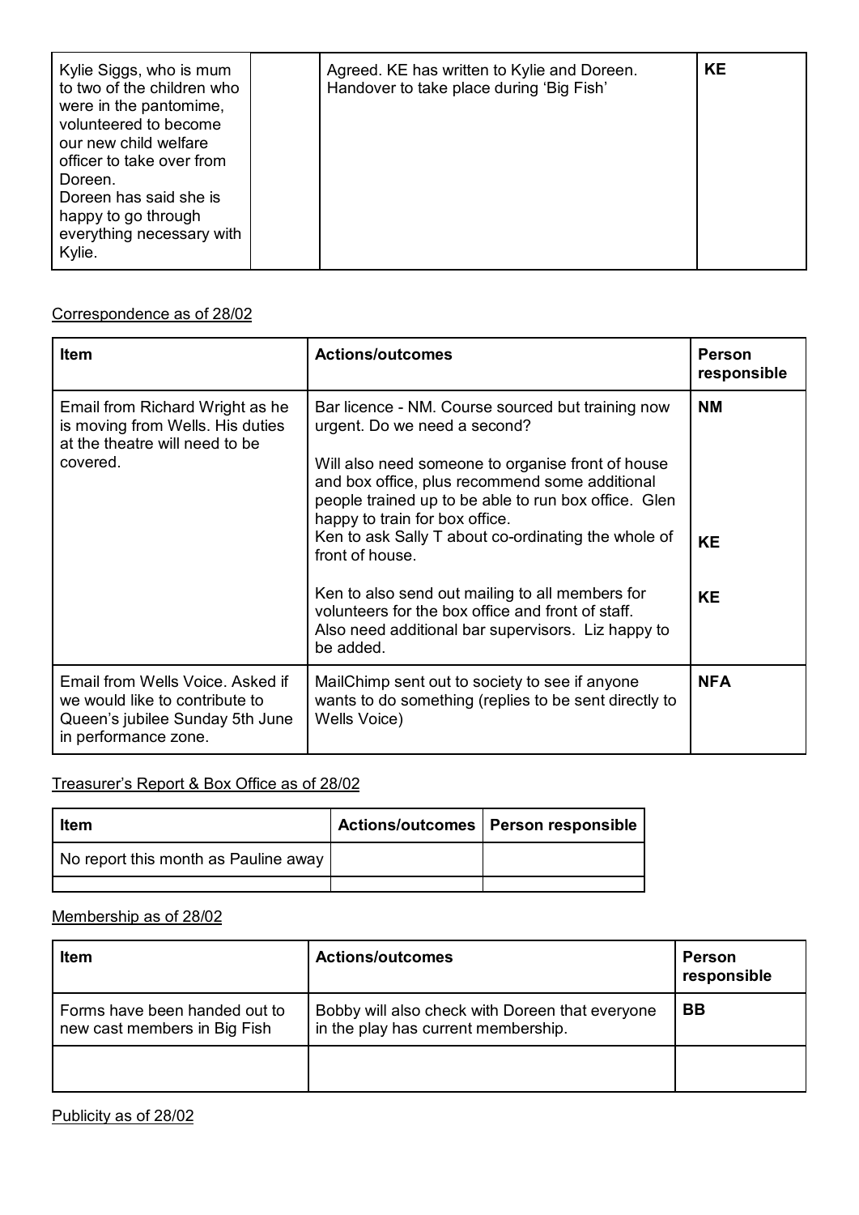| | | | |
|---|---|---|---|
| Kylie Siggs, who is mum to two of the children who were in the pantomime, volunteered to become our new child welfare officer to take over from Doreen. Doreen has said she is happy to go through everything necessary with Kylie. | | Agreed. KE has written to Kylie and Doreen. Handover to take place during 'Big Fish' | **KE** |

Correspondence as of 28/02

| **Item** | **Actions/outcomes** | **Person responsible** |
|---|---|---|
| Email from Richard Wright as he is moving from Wells. His duties at the theatre will need to be covered. | Bar licence - NM. Course sourced but training now urgent. Do we need a second?<br><br>Will also need someone to organise front of house and box office, plus recommend some additional people trained up to be able to run box office. Glen happy to train for box office.<br>Ken to ask Sally T about co-ordinating the whole of front of house.<br><br>Ken to also send out mailing to all members for volunteers for the box office and front of staff.<br>Also need additional bar supervisors. Liz happy to be added. | **NM**<br><br>**KE**<br><br>**KE** |
| Email from Wells Voice. Asked if we would like to contribute to Queen's jubilee Sunday 5th June in performance zone. | MailChimp sent out to society to see if anyone wants to do something (replies to be sent directly to Wells Voice) | **NFA** |

Treasurer's Report & Box Office as of 28/02

| **Item** | **Actions/outcomes** | **Person responsible** |
|---|---|---|
| No report this month as Pauline away | | |
| | | |

Membership as of 28/02

| **Item** | **Actions/outcomes** | **Person responsible** |
|---|---|---|
| Forms have been handed out to new cast members in Big Fish | Bobby will also check with Doreen that everyone in the play has current membership. | **BB** |
| | | |

Publicity as of 28/02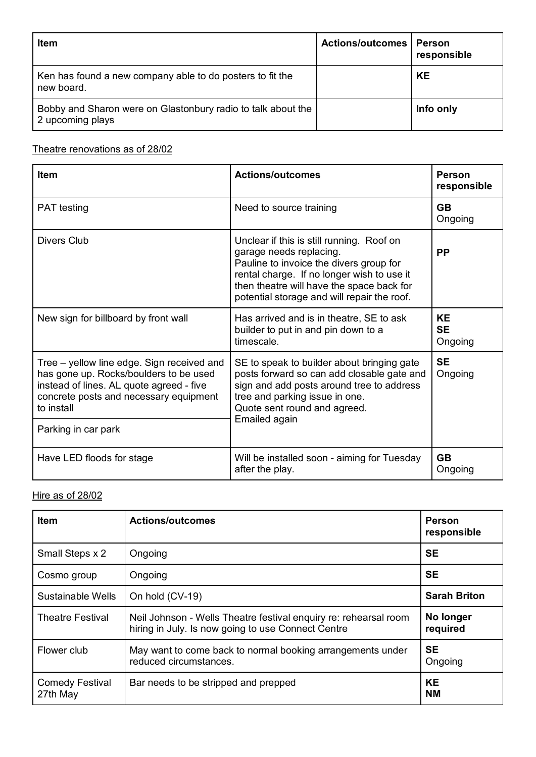| Item | Actions/outcomes | Person responsible |
|---|---|---|
| Ken has found a new company able to do posters to fit the new board. | | **KE** |
| Bobby and Sharon were on Glastonbury radio to talk about the 2 upcoming plays | | **Info only** |

Theatre renovations as of 28/02

| Item | Actions/outcomes | Person responsible |
|---|---|---|
| PAT testing | Need to source training | **GB** Ongoing |
| Divers Club | Unclear if this is still running. Roof on garage needs replacing. Pauline to invoice the divers group for rental charge. If no longer wish to use it then theatre will have the space back for potential storage and will repair the roof. | **PP** |
| New sign for billboard by front wall | Has arrived and is in theatre, SE to ask builder to put in and pin down to a timescale. | **KE** **SE** Ongoing |
| Tree – yellow line edge. Sign received and has gone up. Rocks/boulders to be used instead of lines. AL quote agreed - five concrete posts and necessary equipment to install | SE to speak to builder about bringing gate posts forward so can add closable gate and sign and add posts around tree to address tree and parking issue in one. Quote sent round and agreed. Emailed again | **SE** Ongoing |
| Parking in car park | | |
| Have LED floods for stage | Will be installed soon - aiming for Tuesday after the play. | **GB** Ongoing |

Hire as of 28/02

| Item | Actions/outcomes | Person responsible |
|---|---|---|
| Small Steps x 2 | Ongoing | **SE** |
| Cosmo group | Ongoing | **SE** |
| Sustainable Wells | On hold (CV-19) | **Sarah Briton** |
| Theatre Festival | Neil Johnson - Wells Theatre festival enquiry re: rehearsal room hiring in July. Is now going to use Connect Centre | **No longer required** |
| Flower club | May want to come back to normal booking arrangements under reduced circumstances. | **SE** Ongoing |
| Comedy Festival 27th May | Bar needs to be stripped and prepped | **KE** **NM** |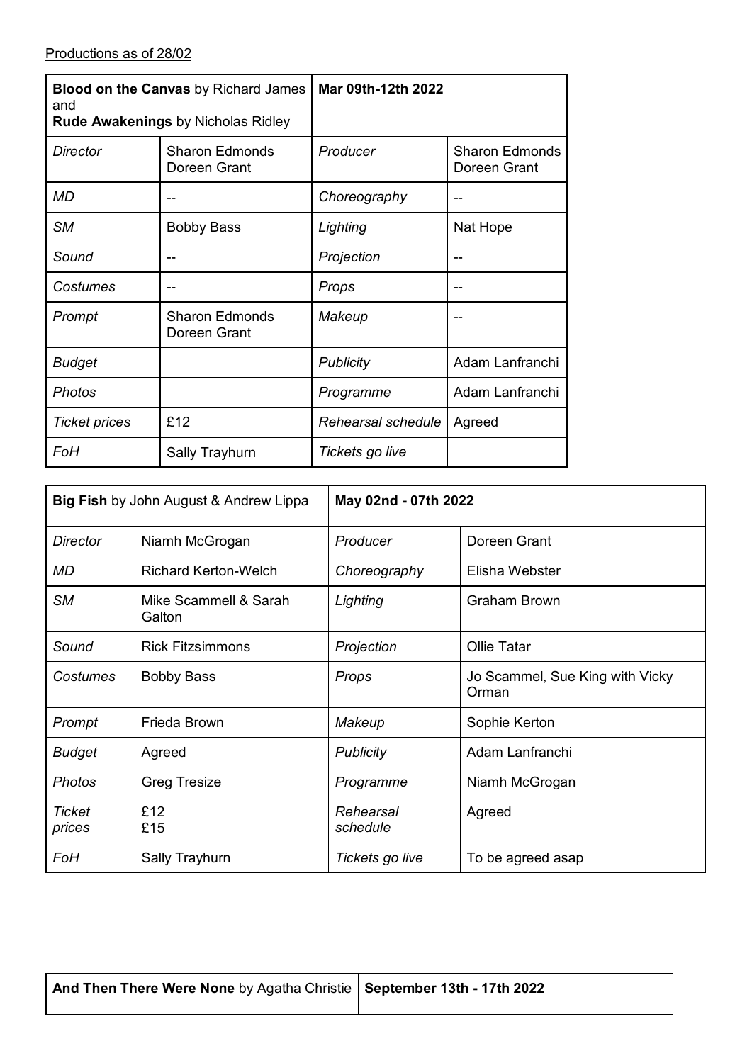Productions as of 28/02

| **Blood on the Canvas** by Richard James and **Rude Awakenings** by Nicholas Ridley | | **Mar 09th-12th 2022** | |
|---|---|---|---|
| *Director* | Sharon Edmonds Doreen Grant | *Producer* | Sharon Edmonds Doreen Grant |
| *MD* | -- | *Choreography* | -- |
| *SM* | Bobby Bass | *Lighting* | Nat Hope |
| *Sound* | -- | *Projection* | -- |
| *Costumes* | -- | *Props* | -- |
| *Prompt* | Sharon Edmonds Doreen Grant | *Makeup* | -- |
| *Budget* | | *Publicity* | Adam Lanfranchi |
| *Photos* | | *Programme* | Adam Lanfranchi |
| *Ticket prices* | £12 | *Rehearsal schedule* | Agreed |
| *FoH* | Sally Trayhurn | *Tickets go live* | |

| **Big Fish** by John August & Andrew Lippa | | **May 02nd - 07th 2022** | |
|---|---|---|---|
| *Director* | Niamh McGrogan | *Producer* | Doreen Grant |
| *MD* | Richard Kerton-Welch | *Choreography* | Elisha Webster |
| *SM* | Mike Scammell & Sarah Galton | *Lighting* | Graham Brown |
| *Sound* | Rick Fitzsimmons | *Projection* | Ollie Tatar |
| *Costumes* | Bobby Bass | *Props* | Jo Scammel, Sue King with Vicky Orman |
| *Prompt* | Frieda Brown | *Makeup* | Sophie Kerton |
| *Budget* | Agreed | *Publicity* | Adam Lanfranchi |
| *Photos* | Greg Tresize | *Programme* | Niamh McGrogan |
| *Ticket prices* | £12 £15 | *Rehearsal schedule* | Agreed |
| *FoH* | Sally Trayhurn | *Tickets go live* | To be agreed asap |

| **And Then There Were None** by Agatha Christie | **September 13th - 17th 2022** |
|---|---|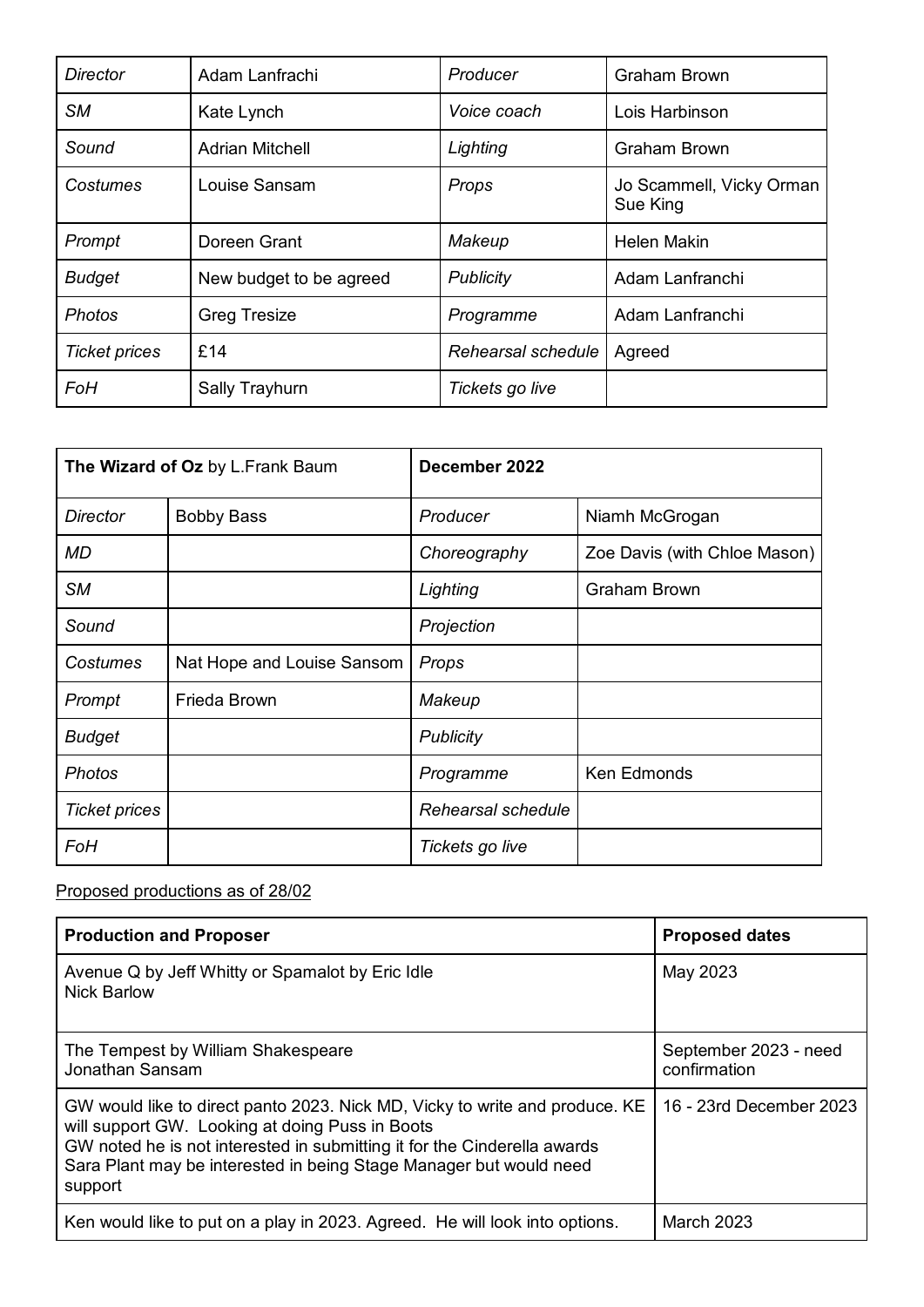| *Director* | Adam Lanfrachi | *Producer* | Graham Brown |
|---|---|---|---|
| *SM* | Kate Lynch | *Voice coach* | Lois Harbinson |
| *Sound* | Adrian Mitchell | *Lighting* | Graham Brown |
| *Costumes* | Louise Sansam | *Props* | Jo Scammell, Vicky Orman Sue King |
| *Prompt* | Doreen Grant | *Makeup* | Helen Makin |
| *Budget* | New budget to be agreed | *Publicity* | Adam Lanfranchi |
| *Photos* | Greg Tresize | *Programme* | Adam Lanfranchi |
| *Ticket prices* | £14 | *Rehearsal schedule* | Agreed |
| *FoH* | Sally Trayhurn | *Tickets go live* | |

| **The Wizard of Oz** by L.Frank Baum | | **December 2022** | |
|---|---|---|---|
| *Director* | Bobby Bass | *Producer* | Niamh McGrogan |
| *MD* | | *Choreography* | Zoe Davis (with Chloe Mason) |
| *SM* | | *Lighting* | Graham Brown |
| *Sound* | | *Projection* | |
| *Costumes* | Nat Hope and Louise Sansom | *Props* | |
| *Prompt* | Frieda Brown | *Makeup* | |
| *Budget* | | *Publicity* | |
| *Photos* | | *Programme* | Ken Edmonds |
| *Ticket prices* | | *Rehearsal schedule* | |
| *FoH* | | *Tickets go live* | |

Proposed productions as of 28/02

| **Production and Proposer** | **Proposed dates** |
|---|---|
| Avenue Q by Jeff Whitty or Spamalot by Eric Idle<br>Nick Barlow | May 2023 |
| The Tempest by William Shakespeare<br>Jonathan Sansam | September 2023 - need confirmation |
| GW would like to direct panto 2023. Nick MD, Vicky to write and produce. KE will support GW. Looking at doing Puss in Boots<br>GW noted he is not interested in submitting it for the Cinderella awards<br>Sara Plant may be interested in being Stage Manager but would need support | 16 - 23rd December 2023 |
| Ken would like to put on a play in 2023. Agreed. He will look into options. | March 2023 |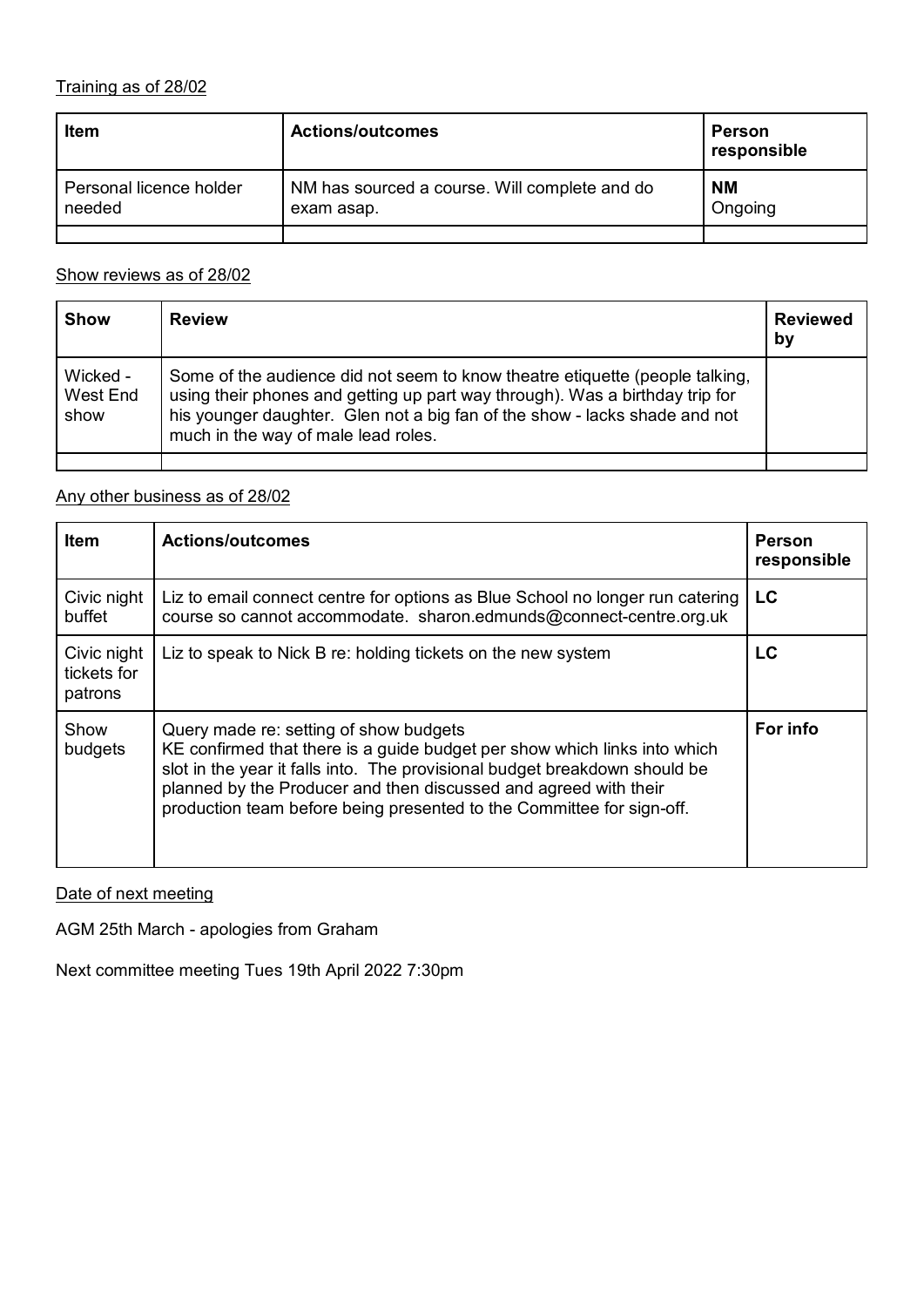Training as of 28/02

| Item | Actions/outcomes | Person responsible |
| --- | --- | --- |
| Personal licence holder needed | NM has sourced a course. Will complete and do exam asap. | **NM** Ongoing |
| | | |

Show reviews as of 28/02

| Show | Review | Reviewed by |
| --- | --- | --- |
| Wicked - West End show | Some of the audience did not seem to know theatre etiquette (people talking, using their phones and getting up part way through). Was a birthday trip for his younger daughter. Glen not a big fan of the show - lacks shade and not much in the way of male lead roles. | |
| | | |

Any other business as of 28/02

| Item | Actions/outcomes | Person responsible |
| --- | --- | --- |
| Civic night buffet | Liz to email connect centre for options as Blue School no longer run catering course so cannot accommodate. sharon.edmunds@connect-centre.org.uk | **LC** |
| Civic night tickets for patrons | Liz to speak to Nick B re: holding tickets on the new system | **LC** |
| Show budgets | Query made re: setting of show budgets<br>KE confirmed that there is a guide budget per show which links into which slot in the year it falls into. The provisional budget breakdown should be planned by the Producer and then discussed and agreed with their production team before being presented to the Committee for sign-off. | **For info** |

Date of next meeting

AGM 25th March - apologies from Graham

Next committee meeting Tues 19th April 2022 7:30pm